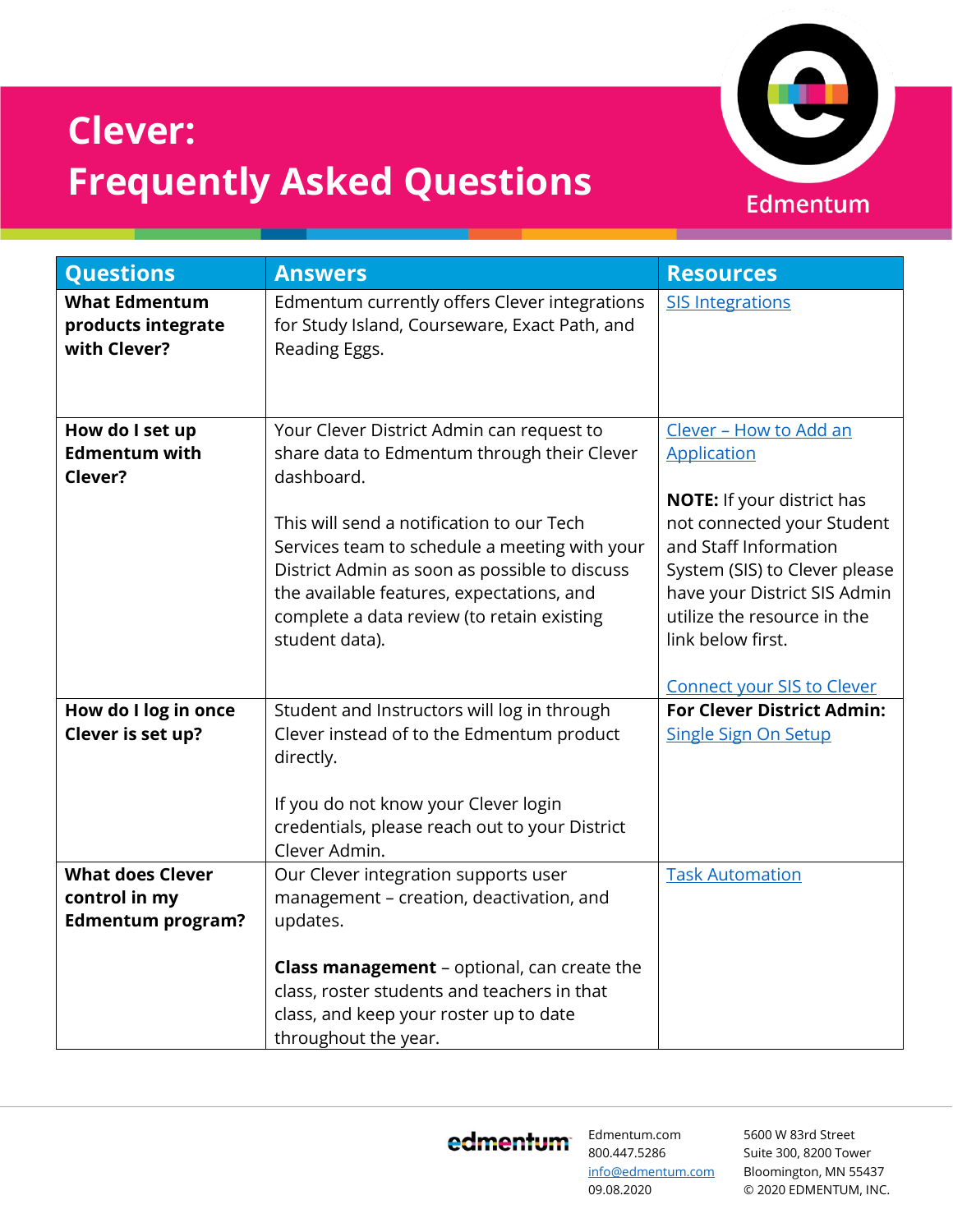# Clever: Frequently Asked Questions

| Questions | Answers | Resources |
|---|---|---|
| **What Edmentum products integrate with Clever?** | Edmentum currently offers Clever integrations for Study Island, Courseware, Exact Path, and Reading Eggs. | SIS Integrations |
| **How do I set up Edmentum with Clever?** | Your Clever District Admin can request to share data to Edmentum through their Clever dashboard.<br><br>This will send a notification to our Tech Services team to schedule a meeting with your District Admin as soon as possible to discuss the available features, expectations, and complete a data review (to retain existing student data). | Clever – How to Add an Application<br><br>**NOTE:** If your district has not connected your Student and Staff Information System (SIS) to Clever please have your District SIS Admin utilize the resource in the link below first.<br><br>Connect your SIS to Clever |
| **How do I log in once Clever is set up?** | Student and Instructors will log in through Clever instead of to the Edmentum product directly.<br><br>If you do not know your Clever login credentials, please reach out to your District Clever Admin. | **For Clever District Admin:** Single Sign On Setup |
| **What does Clever control in my Edmentum program?** | Our Clever integration supports user management – creation, deactivation, and updates.<br><br>**Class management** – optional, can create the class, roster students and teachers in that class, and keep your roster up to date throughout the year. | Task Automation |

Edmentum.com
800.447.5286
info@edmentum.com
09.08.2020

5600 W 83rd Street
Suite 300, 8200 Tower
Bloomington, MN 55437
© 2020 EDMENTUM, INC.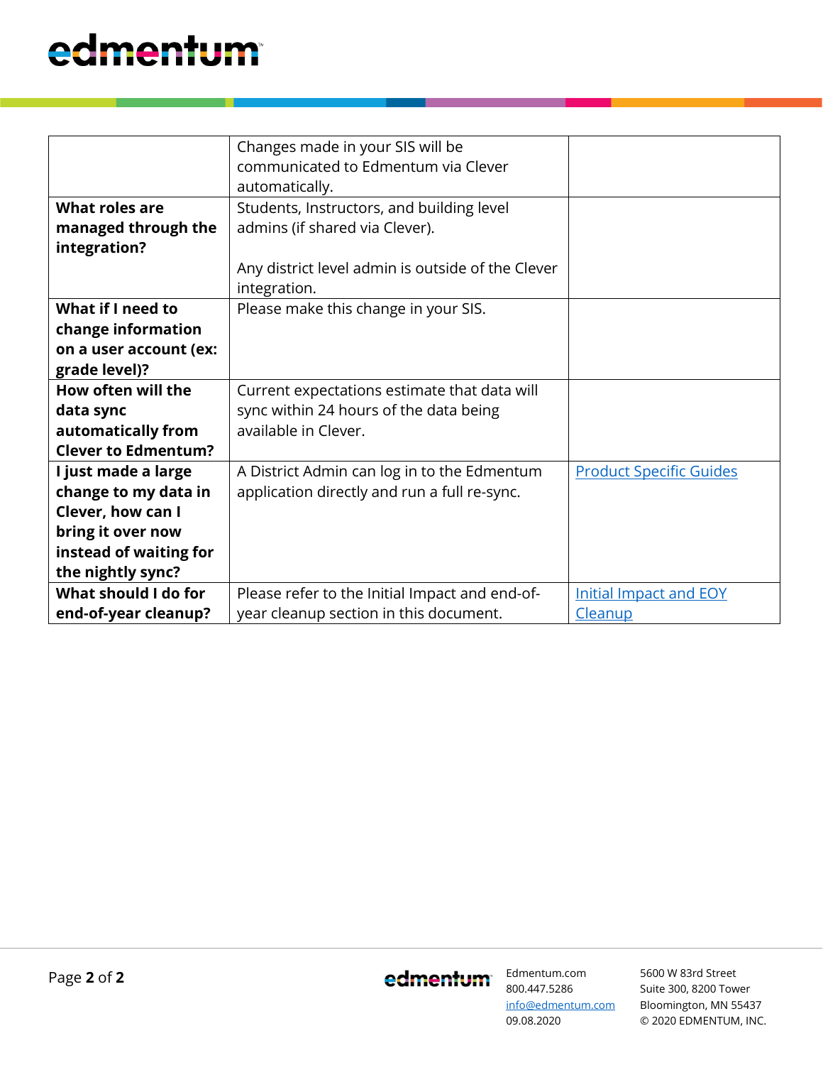| | | |
|---|---|---|
| | Changes made in your SIS will be communicated to Edmentum via Clever automatically. | |
| **What roles are managed through the integration?** | Students, Instructors, and building level admins (if shared via Clever).<br><br>Any district level admin is outside of the Clever integration. | |
| **What if I need to change information on a user account (ex: grade level)?** | Please make this change in your SIS. | |
| **How often will the data sync automatically from Clever to Edmentum?** | Current expectations estimate that data will sync within 24 hours of the data being available in Clever. | |
| **I just made a large change to my data in Clever, how can I bring it over now instead of waiting for the nightly sync?** | A District Admin can log in to the Edmentum application directly and run a full re-sync. | Product Specific Guides |
| **What should I do for end-of-year cleanup?** | Please refer to the Initial Impact and end-of-year cleanup section in this document. | Initial Impact and EOY Cleanup |